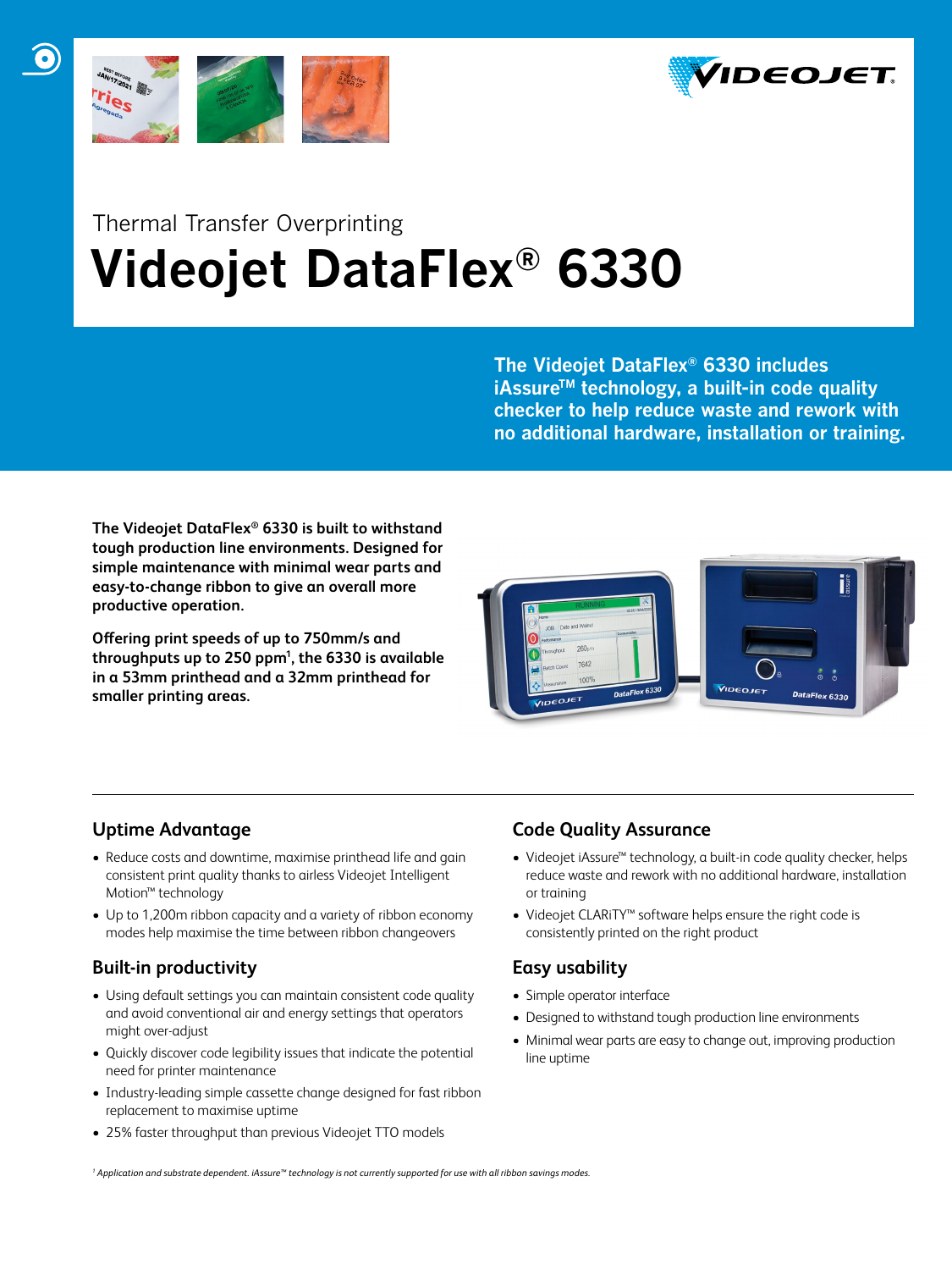Thermal Transfer Overprinting

# Videojet DataFlex® 6330

**The Videojet DataFlex® 6330 includes iAssure™ technology, a built-in code quality checker to help reduce waste and rework with no additional hardware, installation or training.**

**The Videojet DataFlex® 6330 is built to withstand tough production line environments. Designed for simple maintenance with minimal wear parts and easy-to-change ribbon to give an overall more productive operation.**

**Offering print speeds of up to 750mm/s and throughputs up to 250 ppm[1], the 6330 is available in a 53mm printhead and a 32mm printhead for smaller printing areas.**

## Uptime Advantage

- Reduce costs and downtime, maximise printhead life and gain consistent print quality thanks to airless Videojet Intelligent Motion™ technology
- Up to 1,200m ribbon capacity and a variety of ribbon economy modes help maximise the time between ribbon changeovers

## Built-in productivity

- Using default settings you can maintain consistent code quality and avoid conventional air and energy settings that operators might over-adjust
- Quickly discover code legibility issues that indicate the potential need for printer maintenance
- Industry-leading simple cassette change designed for fast ribbon replacement to maximise uptime
- 25% faster throughput than previous Videojet TTO models

## Code Quality Assurance

- Videojet iAssure™ technology, a built-in code quality checker, helps reduce waste and rework with no additional hardware, installation or training
- Videojet CLARiTY™ software helps ensure the right code is consistently printed on the right product

## Easy usability

- Simple operator interface
- Designed to withstand tough production line environments
- Minimal wear parts are easy to change out, improving production line uptime

*[1] Application and substrate dependent. iAssure™ technology is not currently supported for use with all ribbon savings modes.*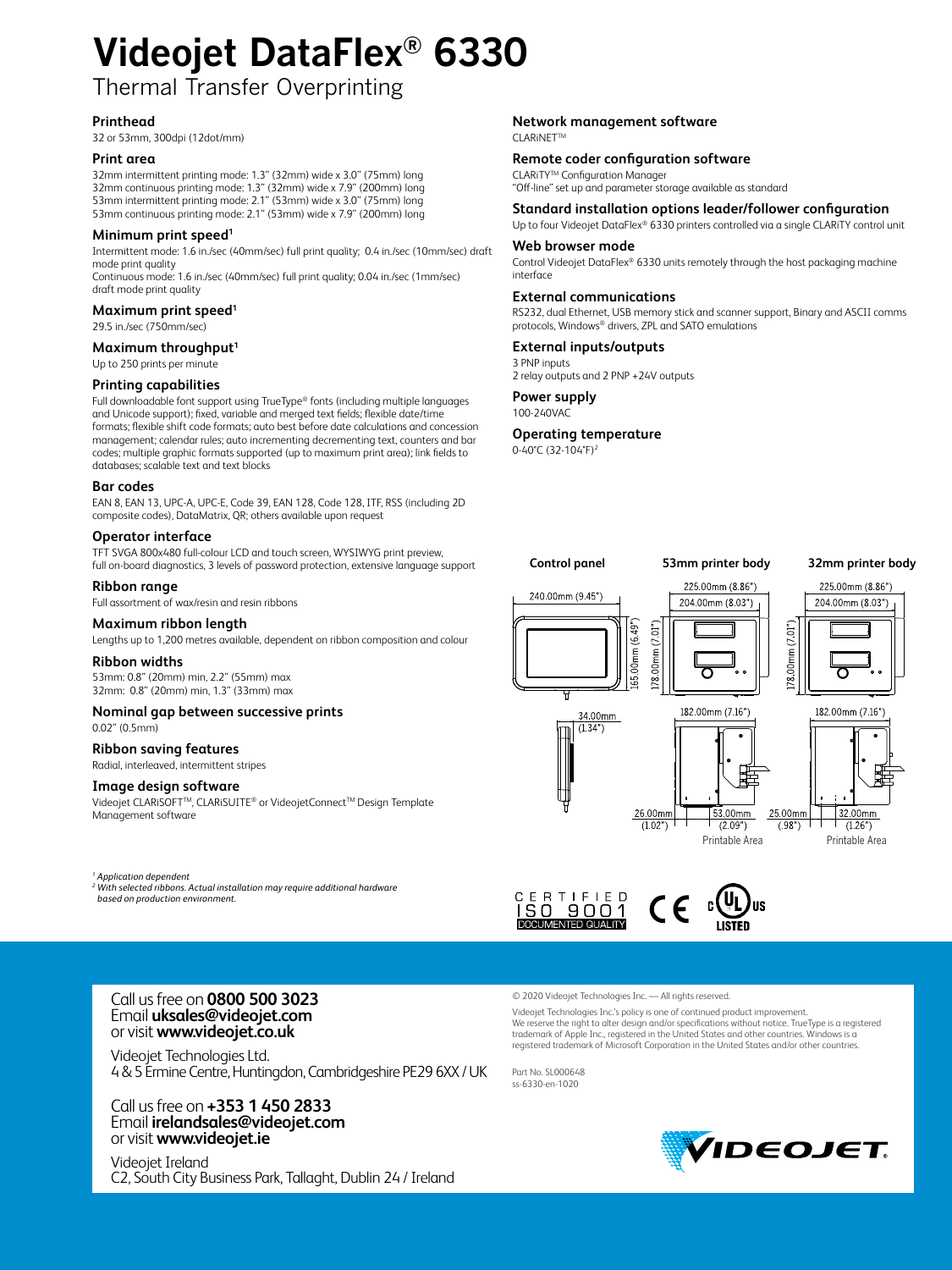# Videojet DataFlex® 6330

Thermal Transfer Overprinting

### Printhead

32 or 53mm, 300dpi (12dot/mm)

### Print area

32mm intermittent printing mode: 1.3" (32mm) wide x 3.0" (75mm) long
32mm continuous printing mode: 1.3" (32mm) wide x 7.9" (200mm) long
53mm intermittent printing mode: 2.1" (53mm) wide x 3.0" (75mm) long
53mm continuous printing mode: 2.1" (53mm) wide x 7.9" (200mm) long

### Minimum print speed[1]

Intermittent mode: 1.6 in./sec (40mm/sec) full print quality; 0.4 in./sec (10mm/sec) draft mode print quality
Continuous mode: 1.6 in./sec (40mm/sec) full print quality; 0.04 in./sec (1mm/sec) draft mode print quality

### Maximum print speed[1]

29.5 in./sec (750mm/sec)

### Maximum throughput[1]

Up to 250 prints per minute

### Printing capabilities

Full downloadable font support using TrueType® fonts (including multiple languages and Unicode support); fixed, variable and merged text fields; flexible date/time formats; flexible shift code formats; auto best before date calculations and concession management; calendar rules; auto incrementing decrementing text, counters and bar codes; multiple graphic formats supported (up to maximum print area); link fields to databases; scalable text and text blocks

### Bar codes

EAN 8, EAN 13, UPC-A, UPC-E, Code 39, EAN 128, Code 128, ITF, RSS (including 2D composite codes), DataMatrix, QR; others available upon request

### Operator interface

TFT SVGA 800x480 full-colour LCD and touch screen, WYSIWYG print preview, full on-board diagnostics, 3 levels of password protection, extensive language support

### Ribbon range

Full assortment of wax/resin and resin ribbons

### Maximum ribbon length

Lengths up to 1,200 metres available, dependent on ribbon composition and colour

### Ribbon widths

53mm: 0.8" (20mm) min, 2.2" (55mm) max
32mm: 0.8" (20mm) min, 1.3" (33mm) max

### Nominal gap between successive prints

0.02" (0.5mm)

### Ribbon saving features

Radial, interleaved, intermittent stripes

### Image design software

Videojet CLARiSOFT™, CLARiSUITE® or VideojetConnect™ Design Template Management software

### Network management software

CLARiNET™

### Remote coder configuration software

CLARiTY™ Configuration Manager
"Off-line" set up and parameter storage available as standard

### Standard installation options leader/follower configuration

Up to four Videojet DataFlex® 6330 printers controlled via a single CLARiTY control unit

### Web browser mode

Control Videojet DataFlex® 6330 units remotely through the host packaging machine interface

### External communications

RS232, dual Ethernet, USB memory stick and scanner support, Binary and ASCII comms protocols, Windows® drivers, ZPL and SATO emulations

### External inputs/outputs

3 PNP inputs
2 relay outputs and 2 PNP +24V outputs

### Power supply

100-240VAC

### Operating temperature

0-40°C (32-104°F)[2]

Control panel
240.00mm (9.45")
165.00mm (6.49")
34.00mm (1.34")

53mm printer body
225.00mm (8.86")
204.00mm (8.03")
178.00mm (7.01")
182.00mm (7.16")
26.00mm (1.02")
53.00mm (2.09")
Printable Area

32mm printer body
225.00mm (8.86")
204.00mm (8.03")
178.00mm (7.01")
182.00mm (7.16")
25.00mm (.98")
32.00mm (1.26")
Printable Area

*[1] Application dependent*
*[2] With selected ribbons. Actual installation may require additional hardware based on production environment.*

CERTIFIED ISO 9001 DOCUMENTED QUALITY

Call us free on **0800 500 3023**
Email **uksales@videojet.com**
or visit **www.videojet.co.uk**

Videojet Technologies Ltd.
4 & 5 Ermine Centre, Huntingdon, Cambridgeshire PE29 6XX / UK

Call us free on **+353 1 450 2833**
Email **irelandsales@videojet.com**
or visit **www.videojet.ie**

Videojet Ireland
C2, South City Business Park, Tallaght, Dublin 24 / Ireland

© 2020 Videojet Technologies Inc. — All rights reserved.

Videojet Technologies Inc.'s policy is one of continued product improvement. We reserve the right to alter design and/or specifications without notice. TrueType is a registered trademark of Apple Inc., registered in the United States and other countries. Windows is a registered trademark of Microsoft Corporation in the United States and/or other countries.

Part No. SL000648
ss-6330-en-1020